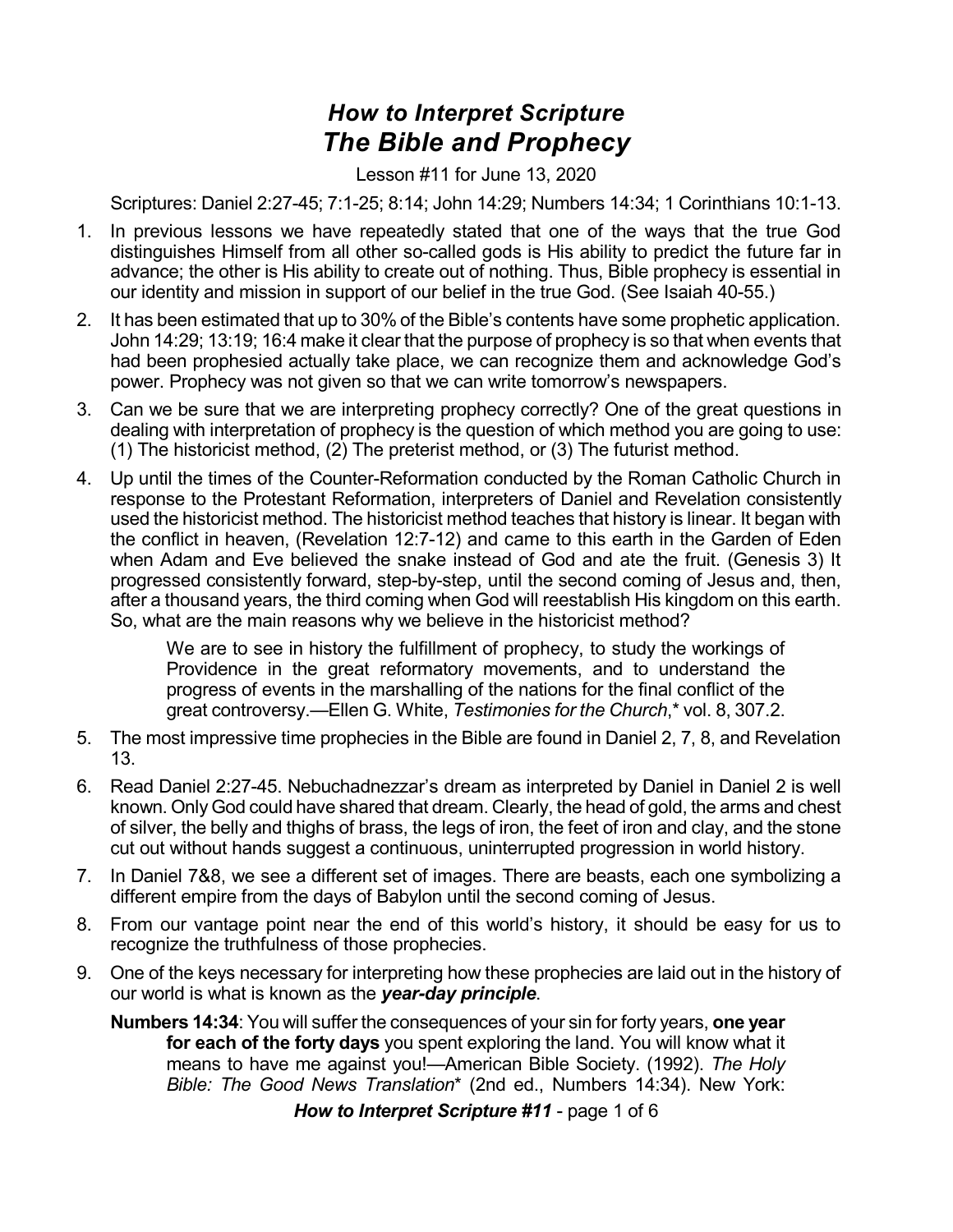# *How to Interpret Scripture*
# *The Bible and Prophecy*

Lesson #11 for June 13, 2020

Scriptures: Daniel 2:27-45; 7:1-25; 8:14; John 14:29; Numbers 14:34; 1 Corinthians 10:1-13.

1. In previous lessons we have repeatedly stated that one of the ways that the true God distinguishes Himself from all other so-called gods is His ability to predict the future far in advance; the other is His ability to create out of nothing. Thus, Bible prophecy is essential in our identity and mission in support of our belief in the true God. (See Isaiah 40-55.)
2. It has been estimated that up to 30% of the Bible's contents have some prophetic application. John 14:29; 13:19; 16:4 make it clear that the purpose of prophecy is so that when events that had been prophesied actually take place, we can recognize them and acknowledge God's power. Prophecy was not given so that we can write tomorrow's newspapers.
3. Can we be sure that we are interpreting prophecy correctly? One of the great questions in dealing with interpretation of prophecy is the question of which method you are going to use: (1) The historicist method, (2) The preterist method, or (3) The futurist method.
4. Up until the times of the Counter-Reformation conducted by the Roman Catholic Church in response to the Protestant Reformation, interpreters of Daniel and Revelation consistently used the historicist method. The historicist method teaches that history is linear. It began with the conflict in heaven, (Revelation 12:7-12) and came to this earth in the Garden of Eden when Adam and Eve believed the snake instead of God and ate the fruit. (Genesis 3) It progressed consistently forward, step-by-step, until the second coming of Jesus and, then, after a thousand years, the third coming when God will reestablish His kingdom on this earth. So, what are the main reasons why we believe in the historicist method?

   > We are to see in history the fulfillment of prophecy, to study the workings of Providence in the great reformatory movements, and to understand the progress of events in the marshalling of the nations for the final conflict of the great controversy.—Ellen G. White, *Testimonies for the Church*,* vol. 8, 307.2.

5. The most impressive time prophecies in the Bible are found in Daniel 2, 7, 8, and Revelation 13.
6. Read Daniel 2:27-45. Nebuchadnezzar's dream as interpreted by Daniel in Daniel 2 is well known. Only God could have shared that dream. Clearly, the head of gold, the arms and chest of silver, the belly and thighs of brass, the legs of iron, the feet of iron and clay, and the stone cut out without hands suggest a continuous, uninterrupted progression in world history.
7. In Daniel 7&8, we see a different set of images. There are beasts, each one symbolizing a different empire from the days of Babylon until the second coming of Jesus.
8. From our vantage point near the end of this world's history, it should be easy for us to recognize the truthfulness of those prophecies.
9. One of the keys necessary for interpreting how these prophecies are laid out in the history of our world is what is known as the ***year-day principle***.

   **Numbers 14:34**: You will suffer the consequences of your sin for forty years, **one year for each of the forty days** you spent exploring the land. You will know what it means to have me against you!—American Bible Society. (1992). *The Holy Bible: The Good News Translation** (2nd ed., Numbers 14:34). New York: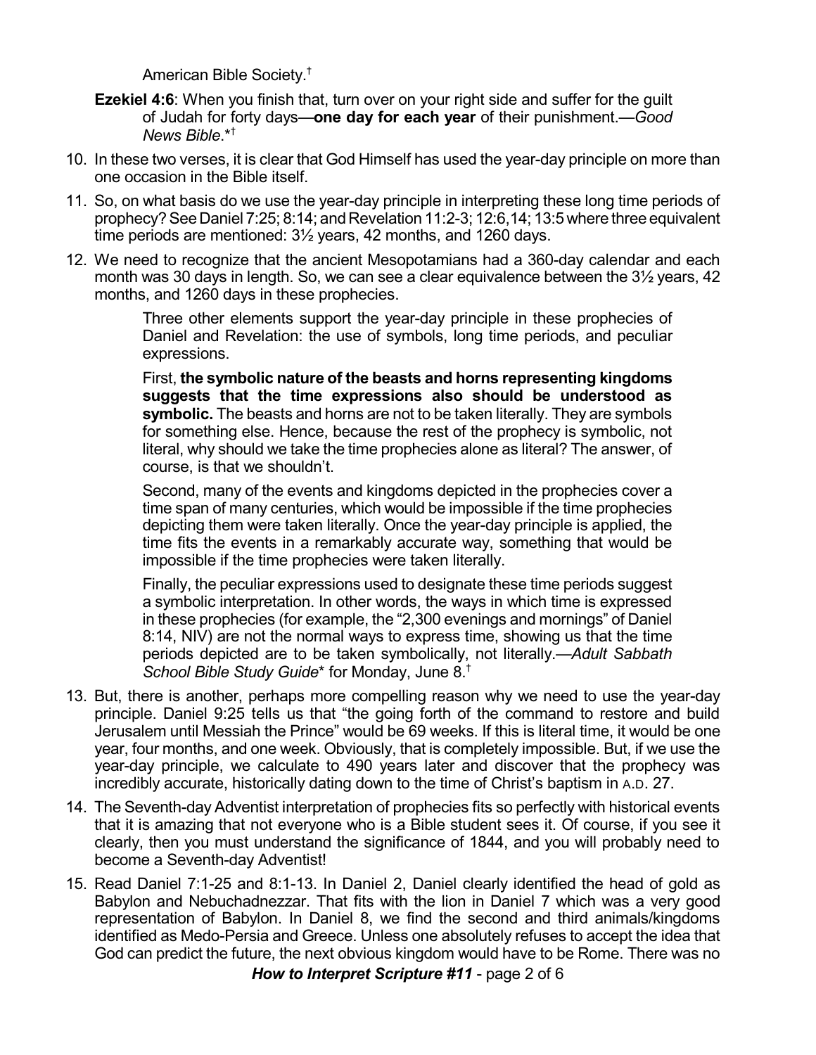American Bible Society.†

**Ezekiel 4:6**: When you finish that, turn over on your right side and suffer for the guilt of Judah for forty days—**one day for each year** of their punishment.—*Good News Bible*.*†

10. In these two verses, it is clear that God Himself has used the year-day principle on more than one occasion in the Bible itself.
11. So, on what basis do we use the year-day principle in interpreting these long time periods of prophecy? See Daniel 7:25; 8:14; and Revelation 11:2-3; 12:6,14; 13:5 where three equivalent time periods are mentioned: 3½ years, 42 months, and 1260 days.
12. We need to recognize that the ancient Mesopotamians had a 360-day calendar and each month was 30 days in length. So, we can see a clear equivalence between the 3½ years, 42 months, and 1260 days in these prophecies.

    > Three other elements support the year-day principle in these prophecies of Daniel and Revelation: the use of symbols, long time periods, and peculiar expressions.
    >
    > First, **the symbolic nature of the beasts and horns representing kingdoms suggests that the time expressions also should be understood as symbolic.** The beasts and horns are not to be taken literally. They are symbols for something else. Hence, because the rest of the prophecy is symbolic, not literal, why should we take the time prophecies alone as literal? The answer, of course, is that we shouldn't.
    >
    > Second, many of the events and kingdoms depicted in the prophecies cover a time span of many centuries, which would be impossible if the time prophecies depicting them were taken literally. Once the year-day principle is applied, the time fits the events in a remarkably accurate way, something that would be impossible if the time prophecies were taken literally.
    >
    > Finally, the peculiar expressions used to designate these time periods suggest a symbolic interpretation. In other words, the ways in which time is expressed in these prophecies (for example, the "2,300 evenings and mornings" of Daniel 8:14, NIV) are not the normal ways to express time, showing us that the time periods depicted are to be taken symbolically, not literally.—*Adult Sabbath School Bible Study Guide** for Monday, June 8.†

13. But, there is another, perhaps more compelling reason why we need to use the year-day principle. Daniel 9:25 tells us that "the going forth of the command to restore and build Jerusalem until Messiah the Prince" would be 69 weeks. If this is literal time, it would be one year, four months, and one week. Obviously, that is completely impossible. But, if we use the year-day principle, we calculate to 490 years later and discover that the prophecy was incredibly accurate, historically dating down to the time of Christ's baptism in A.D. 27.
14. The Seventh-day Adventist interpretation of prophecies fits so perfectly with historical events that it is amazing that not everyone who is a Bible student sees it. Of course, if you see it clearly, then you must understand the significance of 1844, and you will probably need to become a Seventh-day Adventist!
15. Read Daniel 7:1-25 and 8:1-13. In Daniel 2, Daniel clearly identified the head of gold as Babylon and Nebuchadnezzar. That fits with the lion in Daniel 7 which was a very good representation of Babylon. In Daniel 8, we find the second and third animals/kingdoms identified as Medo-Persia and Greece. Unless one absolutely refuses to accept the idea that God can predict the future, the next obvious kingdom would have to be Rome. There was no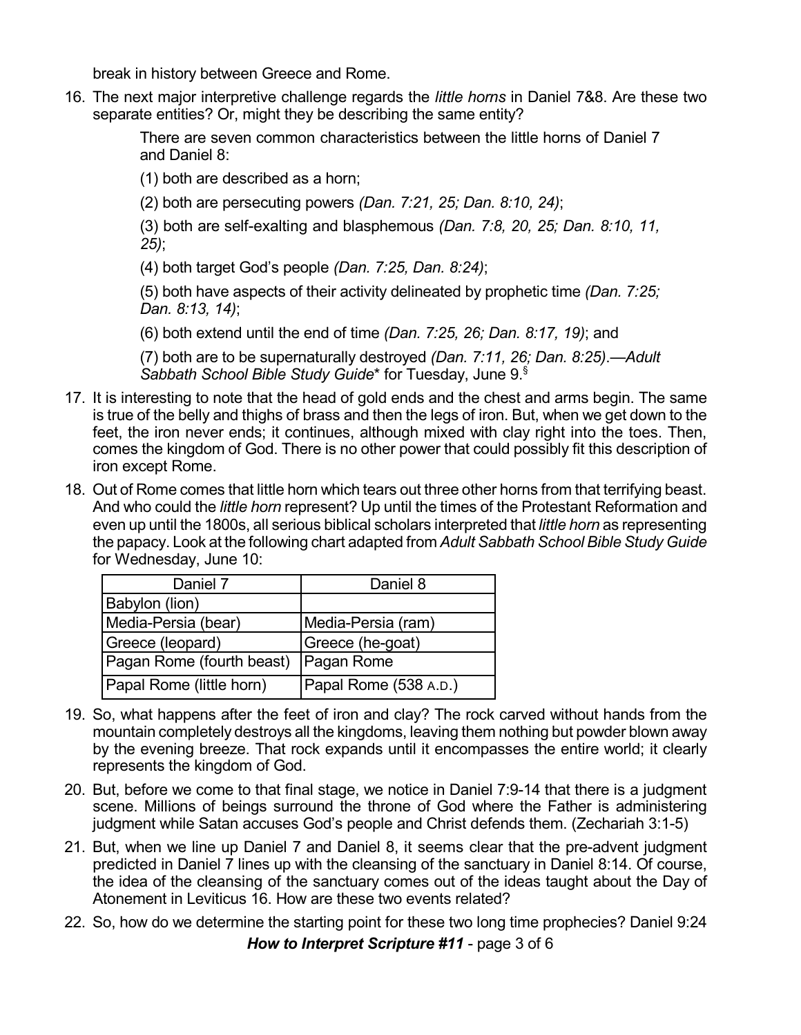break in history between Greece and Rome.

16. The next major interpretive challenge regards the *little horns* in Daniel 7&8. Are these two separate entities? Or, might they be describing the same entity?

    > There are seven common characteristics between the little horns of Daniel 7 and Daniel 8:
    >
    > (1) both are described as a horn;
    >
    > (2) both are persecuting powers *(Dan. 7:21, 25; Dan. 8:10, 24)*;
    >
    > (3) both are self-exalting and blasphemous *(Dan. 7:8, 20, 25; Dan. 8:10, 11, 25)*;
    >
    > (4) both target God's people *(Dan. 7:25, Dan. 8:24)*;
    >
    > (5) both have aspects of their activity delineated by prophetic time *(Dan. 7:25; Dan. 8:13, 14)*;
    >
    > (6) both extend until the end of time *(Dan. 7:25, 26; Dan. 8:17, 19)*; and
    >
    > (7) both are to be supernaturally destroyed *(Dan. 7:11, 26; Dan. 8:25)*.—*Adult Sabbath School Bible Study Guide*\* for Tuesday, June 9.[§]

17. It is interesting to note that the head of gold ends and the chest and arms begin. The same is true of the belly and thighs of brass and then the legs of iron. But, when we get down to the feet, the iron never ends; it continues, although mixed with clay right into the toes. Then, comes the kingdom of God. There is no other power that could possibly fit this description of iron except Rome.

18. Out of Rome comes that little horn which tears out three other horns from that terrifying beast. And who could the *little horn* represent? Up until the times of the Protestant Reformation and even up until the 1800s, all serious biblical scholars interpreted that *little horn* as representing the papacy. Look at the following chart adapted from *Adult Sabbath School Bible Study Guide* for Wednesday, June 10:

| Daniel 7 | Daniel 8 |
|---|---|
| Babylon (lion) | |
| Media-Persia (bear) | Media-Persia (ram) |
| Greece (leopard) | Greece (he-goat) |
| Pagan Rome (fourth beast) | Pagan Rome |
| Papal Rome (little horn) | Papal Rome (538 A.D.) |

19. So, what happens after the feet of iron and clay? The rock carved without hands from the mountain completely destroys all the kingdoms, leaving them nothing but powder blown away by the evening breeze. That rock expands until it encompasses the entire world; it clearly represents the kingdom of God.

20. But, before we come to that final stage, we notice in Daniel 7:9-14 that there is a judgment scene. Millions of beings surround the throne of God where the Father is administering judgment while Satan accuses God's people and Christ defends them. (Zechariah 3:1-5)

21. But, when we line up Daniel 7 and Daniel 8, it seems clear that the pre-advent judgment predicted in Daniel 7 lines up with the cleansing of the sanctuary in Daniel 8:14. Of course, the idea of the cleansing of the sanctuary comes out of the ideas taught about the Day of Atonement in Leviticus 16. How are these two events related?

22. So, how do we determine the starting point for these two long time prophecies? Daniel 9:24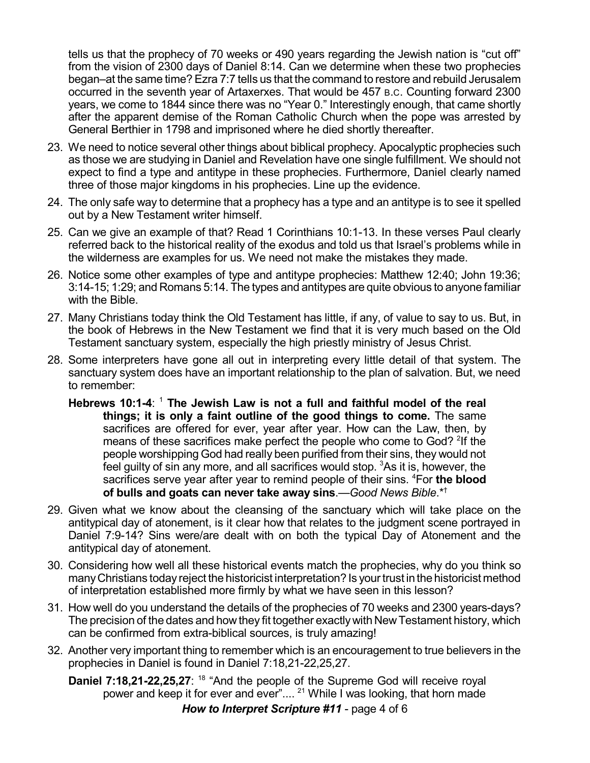tells us that the prophecy of 70 weeks or 490 years regarding the Jewish nation is "cut off" from the vision of 2300 days of Daniel 8:14. Can we determine when these two prophecies began–at the same time? Ezra 7:7 tells us that the command to restore and rebuild Jerusalem occurred in the seventh year of Artaxerxes. That would be 457 B.C. Counting forward 2300 years, we come to 1844 since there was no "Year 0." Interestingly enough, that came shortly after the apparent demise of the Roman Catholic Church when the pope was arrested by General Berthier in 1798 and imprisoned where he died shortly thereafter.

23. We need to notice several other things about biblical prophecy. Apocalyptic prophecies such as those we are studying in Daniel and Revelation have one single fulfillment. We should not expect to find a type and antitype in these prophecies. Furthermore, Daniel clearly named three of those major kingdoms in his prophecies. Line up the evidence.

24. The only safe way to determine that a prophecy has a type and an antitype is to see it spelled out by a New Testament writer himself.

25. Can we give an example of that? Read 1 Corinthians 10:1-13. In these verses Paul clearly referred back to the historical reality of the exodus and told us that Israel's problems while in the wilderness are examples for us. We need not make the mistakes they made.

26. Notice some other examples of type and antitype prophecies: Matthew 12:40; John 19:36; 3:14-15; 1:29; and Romans 5:14. The types and antitypes are quite obvious to anyone familiar with the Bible.

27. Many Christians today think the Old Testament has little, if any, of value to say to us. But, in the book of Hebrews in the New Testament we find that it is very much based on the Old Testament sanctuary system, especially the high priestly ministry of Jesus Christ.

28. Some interpreters have gone all out in interpreting every little detail of that system. The sanctuary system does have an important relationship to the plan of salvation. But, we need to remember:

    **Hebrews 10:1-4**: [1] **The Jewish Law is not a full and faithful model of the real things; it is only a faint outline of the good things to come.** The same sacrifices are offered for ever, year after year. How can the Law, then, by means of these sacrifices make perfect the people who come to God? [2]If the people worshipping God had really been purified from their sins, they would not feel guilty of sin any more, and all sacrifices would stop. [3]As it is, however, the sacrifices serve year after year to remind people of their sins. [4]For **the blood of bulls and goats can never take away sins**.—*Good News Bible*.*†

29. Given what we know about the cleansing of the sanctuary which will take place on the antitypical day of atonement, is it clear how that relates to the judgment scene portrayed in Daniel 7:9-14? Sins were/are dealt with on both the typical Day of Atonement and the antitypical day of atonement.

30. Considering how well all these historical events match the prophecies, why do you think so many Christians today reject the historicist interpretation? Is your trust in the historicist method of interpretation established more firmly by what we have seen in this lesson?

31. How well do you understand the details of the prophecies of 70 weeks and 2300 years-days? The precision of the dates and how they fit together exactly with New Testament history, which can be confirmed from extra-biblical sources, is truly amazing!

32. Another very important thing to remember which is an encouragement to true believers in the prophecies in Daniel is found in Daniel 7:18,21-22,25,27.

    **Daniel 7:18,21-22,25,27**: [18] "And the people of the Supreme God will receive royal power and keep it for ever and ever".... [21] While I was looking, that horn made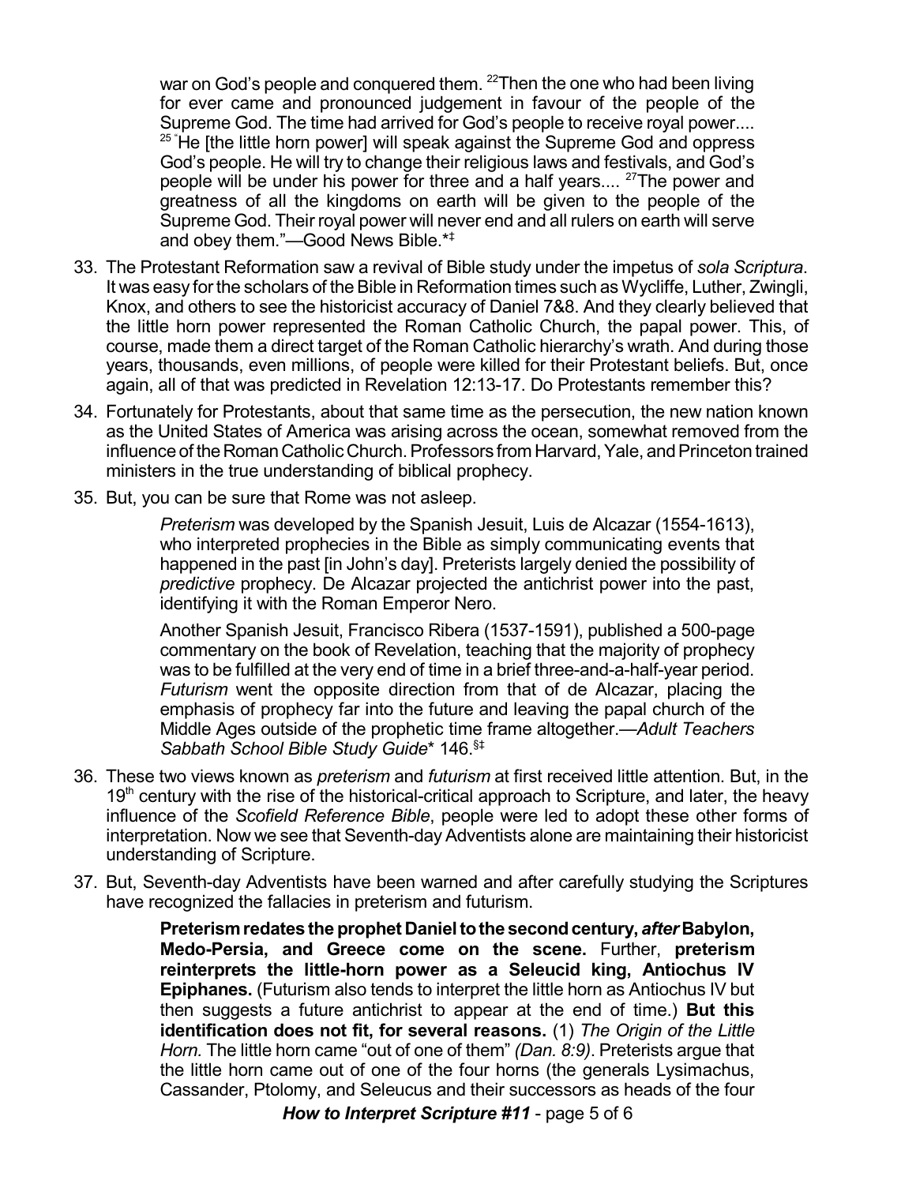war on God's people and conquered them. [22]Then the one who had been living for ever came and pronounced judgement in favour of the people of the Supreme God. The time had arrived for God's people to receive royal power.... [25] "He [the little horn power] will speak against the Supreme God and oppress God's people. He will try to change their religious laws and festivals, and God's people will be under his power for three and a half years.... [27]The power and greatness of all the kingdoms on earth will be given to the people of the Supreme God. Their royal power will never end and all rulers on earth will serve and obey them."—Good News Bible.*‡

33. The Protestant Reformation saw a revival of Bible study under the impetus of *sola Scriptura*. It was easy for the scholars of the Bible in Reformation times such as Wycliffe, Luther, Zwingli, Knox, and others to see the historicist accuracy of Daniel 7&8. And they clearly believed that the little horn power represented the Roman Catholic Church, the papal power. This, of course, made them a direct target of the Roman Catholic hierarchy's wrath. And during those years, thousands, even millions, of people were killed for their Protestant beliefs. But, once again, all of that was predicted in Revelation 12:13-17. Do Protestants remember this?

34. Fortunately for Protestants, about that same time as the persecution, the new nation known as the United States of America was arising across the ocean, somewhat removed from the influence of the Roman Catholic Church. Professors from Harvard, Yale, and Princeton trained ministers in the true understanding of biblical prophecy.

35. But, you can be sure that Rome was not asleep.

> *Preterism* was developed by the Spanish Jesuit, Luis de Alcazar (1554-1613), who interpreted prophecies in the Bible as simply communicating events that happened in the past [in John's day]. Preterists largely denied the possibility of *predictive* prophecy. De Alcazar projected the antichrist power into the past, identifying it with the Roman Emperor Nero.
>
> Another Spanish Jesuit, Francisco Ribera (1537-1591), published a 500-page commentary on the book of Revelation, teaching that the majority of prophecy was to be fulfilled at the very end of time in a brief three-and-a-half-year period. *Futurism* went the opposite direction from that of de Alcazar, placing the emphasis of prophecy far into the future and leaving the papal church of the Middle Ages outside of the prophetic time frame altogether.—*Adult Teachers Sabbath School Bible Study Guide*\* 146.§‡

36. These two views known as *preterism* and *futurism* at first received little attention. But, in the 19th century with the rise of the historical-critical approach to Scripture, and later, the heavy influence of the *Scofield Reference Bible*, people were led to adopt these other forms of interpretation. Now we see that Seventh-day Adventists alone are maintaining their historicist understanding of Scripture.

37. But, Seventh-day Adventists have been warned and after carefully studying the Scriptures have recognized the fallacies in preterism and futurism.

> **Preterism redates the prophet Daniel to the second century, *after* Babylon, Medo-Persia, and Greece come on the scene.** Further, **preterism reinterprets the little-horn power as a Seleucid king, Antiochus IV Epiphanes.** (Futurism also tends to interpret the little horn as Antiochus IV but then suggests a future antichrist to appear at the end of time.) **But this identification does not fit, for several reasons.** (1) *The Origin of the Little Horn.* The little horn came "out of one of them" *(Dan. 8:9)*. Preterists argue that the little horn came out of one of the four horns (the generals Lysimachus, Cassander, Ptolomy, and Seleucus and their successors as heads of the four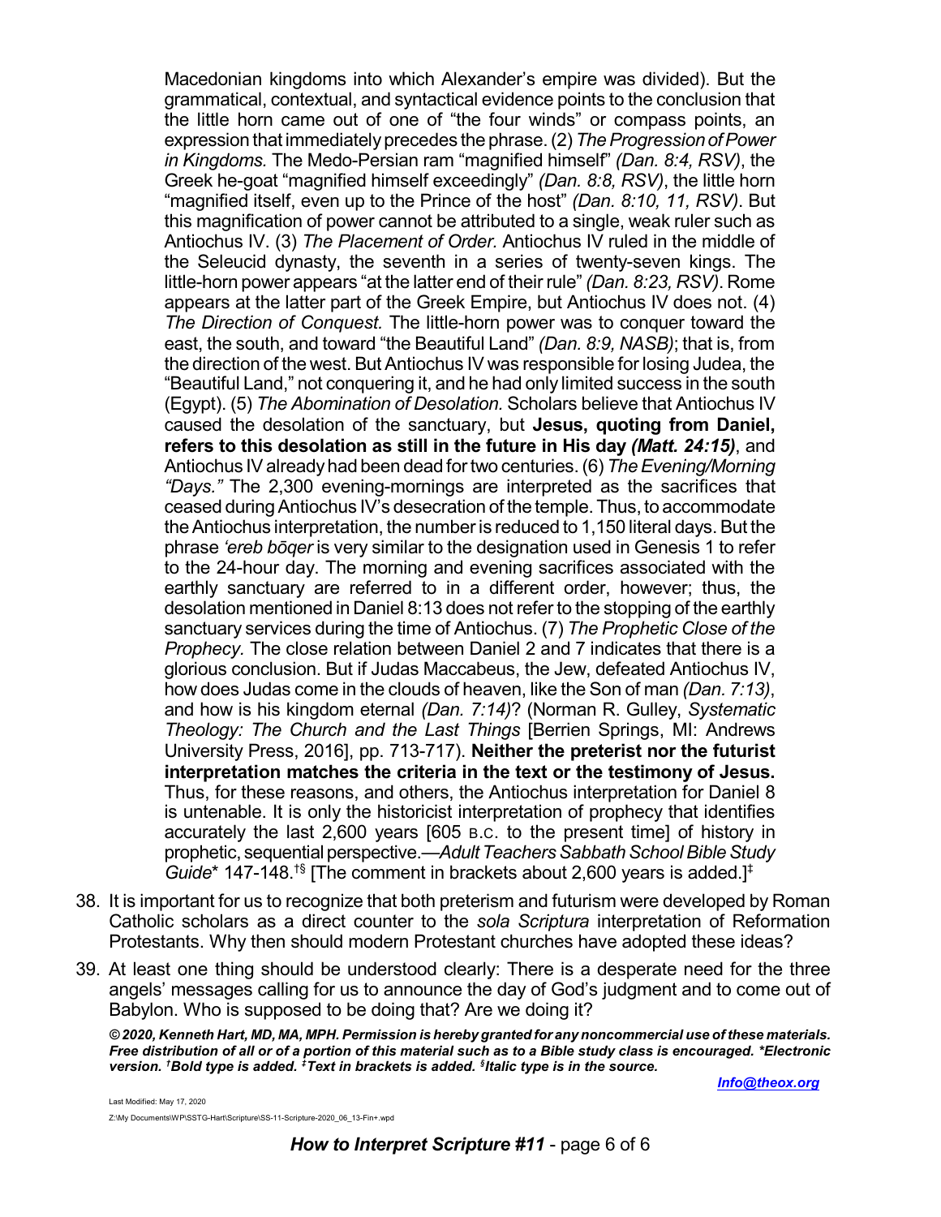Macedonian kingdoms into which Alexander's empire was divided). But the grammatical, contextual, and syntactical evidence points to the conclusion that the little horn came out of one of "the four winds" or compass points, an expression that immediately precedes the phrase. (2) *The Progression of Power in Kingdoms.* The Medo-Persian ram "magnified himself" *(Dan. 8:4, RSV)*, the Greek he-goat "magnified himself exceedingly" *(Dan. 8:8, RSV)*, the little horn "magnified itself, even up to the Prince of the host" *(Dan. 8:10, 11, RSV)*. But this magnification of power cannot be attributed to a single, weak ruler such as Antiochus IV. (3) *The Placement of Order.* Antiochus IV ruled in the middle of the Seleucid dynasty, the seventh in a series of twenty-seven kings. The little-horn power appears "at the latter end of their rule" *(Dan. 8:23, RSV)*. Rome appears at the latter part of the Greek Empire, but Antiochus IV does not. (4) *The Direction of Conquest.* The little-horn power was to conquer toward the east, the south, and toward "the Beautiful Land" *(Dan. 8:9, NASB)*; that is, from the direction of the west. But Antiochus IV was responsible for losing Judea, the "Beautiful Land," not conquering it, and he had only limited success in the south (Egypt). (5) *The Abomination of Desolation.* Scholars believe that Antiochus IV caused the desolation of the sanctuary, but **Jesus, quoting from Daniel, refers to this desolation as still in the future in His day *(Matt. 24:15)***, and Antiochus IV already had been dead for two centuries. (6) *The Evening/Morning "Days."* The 2,300 evening-mornings are interpreted as the sacrifices that ceased during Antiochus IV's desecration of the temple. Thus, to accommodate the Antiochus interpretation, the number is reduced to 1,150 literal days. But the phrase *'ereb bōqer* is very similar to the designation used in Genesis 1 to refer to the 24-hour day. The morning and evening sacrifices associated with the earthly sanctuary are referred to in a different order, however; thus, the desolation mentioned in Daniel 8:13 does not refer to the stopping of the earthly sanctuary services during the time of Antiochus. (7) *The Prophetic Close of the Prophecy.* The close relation between Daniel 2 and 7 indicates that there is a glorious conclusion. But if Judas Maccabeus, the Jew, defeated Antiochus IV, how does Judas come in the clouds of heaven, like the Son of man *(Dan. 7:13)*, and how is his kingdom eternal *(Dan. 7:14)*? (Norman R. Gulley, *Systematic Theology: The Church and the Last Things* [Berrien Springs, MI: Andrews University Press, 2016], pp. 713-717). **Neither the preterist nor the futurist interpretation matches the criteria in the text or the testimony of Jesus.** Thus, for these reasons, and others, the Antiochus interpretation for Daniel 8 is untenable. It is only the historicist interpretation of prophecy that identifies accurately the last 2,600 years [605 B.C. to the present time] of history in prophetic, sequential perspective.—*Adult Teachers Sabbath School Bible Study Guide*\* 147-148.†§ [The comment in brackets about 2,600 years is added.]‡

38. It is important for us to recognize that both preterism and futurism were developed by Roman Catholic scholars as a direct counter to the *sola Scriptura* interpretation of Reformation Protestants. Why then should modern Protestant churches have adopted these ideas?

39. At least one thing should be understood clearly: There is a desperate need for the three angels' messages calling for us to announce the day of God's judgment and to come out of Babylon. Who is supposed to be doing that? Are we doing it?

***© 2020, Kenneth Hart, MD, MA, MPH. Permission is hereby granted for any noncommercial use of these materials. Free distribution of all or of a portion of this material such as to a Bible study class is encouraged. \*Electronic version. †Bold type is added. ‡Text in brackets is added. §Italic type is in the source.***

*Info@theox.org*

Last Modified: May 17, 2020

Z:\My Documents\WP\SSTG-Hart\Scripture\SS-11-Scripture-2020_06_13-Fin+.wpd